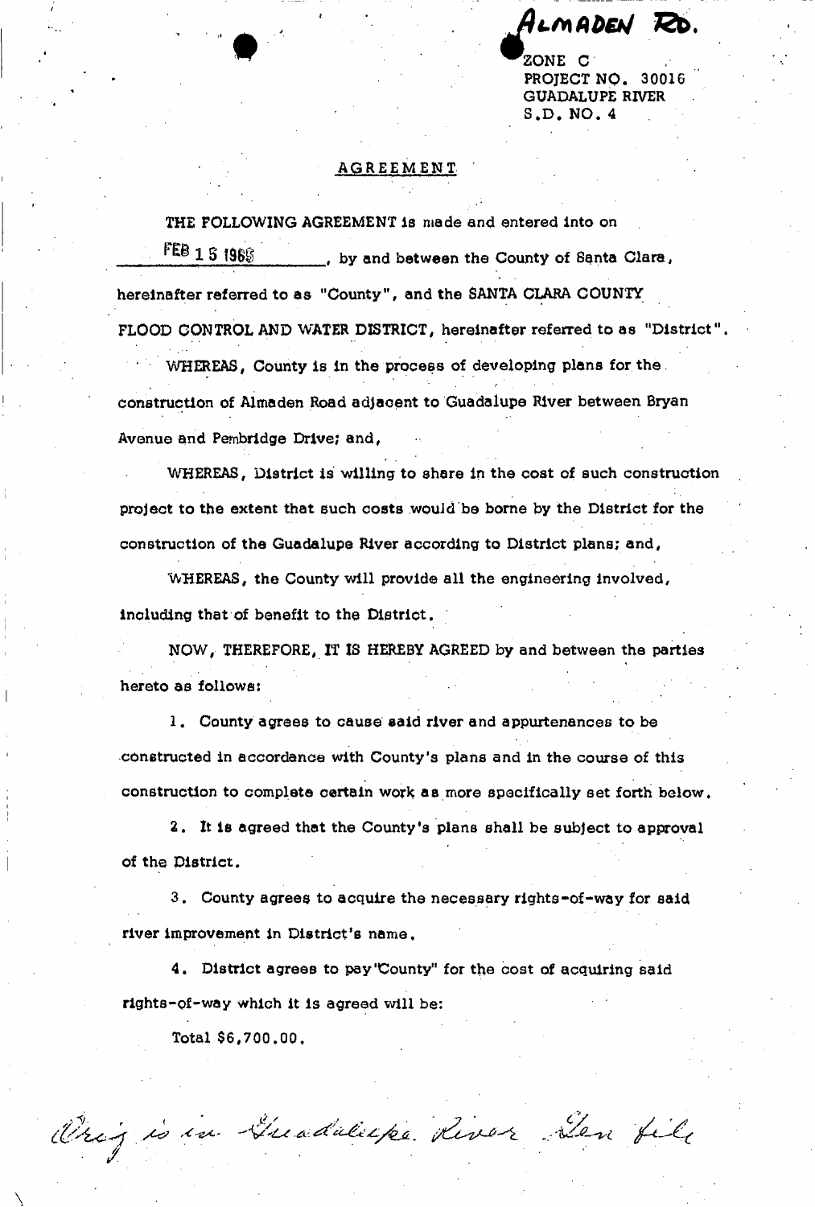ALMADEN RD.

ZONE C
PROJECT NO. 30016
GUADALUPE RIVER
S.D. NO. 4

## AGREEMENT

THE FOLLOWING AGREEMENT is made and entered into on FEB 15 1968, by and between the County of Santa Clara, hereinafter referred to as "County", and the SANTA CLARA COUNTY FLOOD CONTROL AND WATER DISTRICT, hereinafter referred to as "District".

WHEREAS, County is in the process of developing plans for the construction of Almaden Road adjacent to Guadalupe River between Bryan Avenue and Pembridge Drive; and,

WHEREAS, District is willing to share in the cost of such construction project to the extent that such costs would be borne by the District for the construction of the Guadalupe River according to District plans; and,

WHEREAS, the County will provide all the engineering involved, including that of benefit to the District.

NOW, THEREFORE, IT IS HEREBY AGREED by and between the parties hereto as follows:

1. County agrees to cause said river and appurtenances to be constructed in accordance with County's plans and in the course of this construction to complete certain work as more specifically set forth below.

2. It is agreed that the County's plans shall be subject to approval of the District.

3. County agrees to acquire the necessary rights-of-way for said river improvement in District's name.

4. District agrees to pay "County" for the cost of acquiring said rights-of-way which it is agreed will be:

Total $6,700.00.

Orig is in Guadalupe River Gen file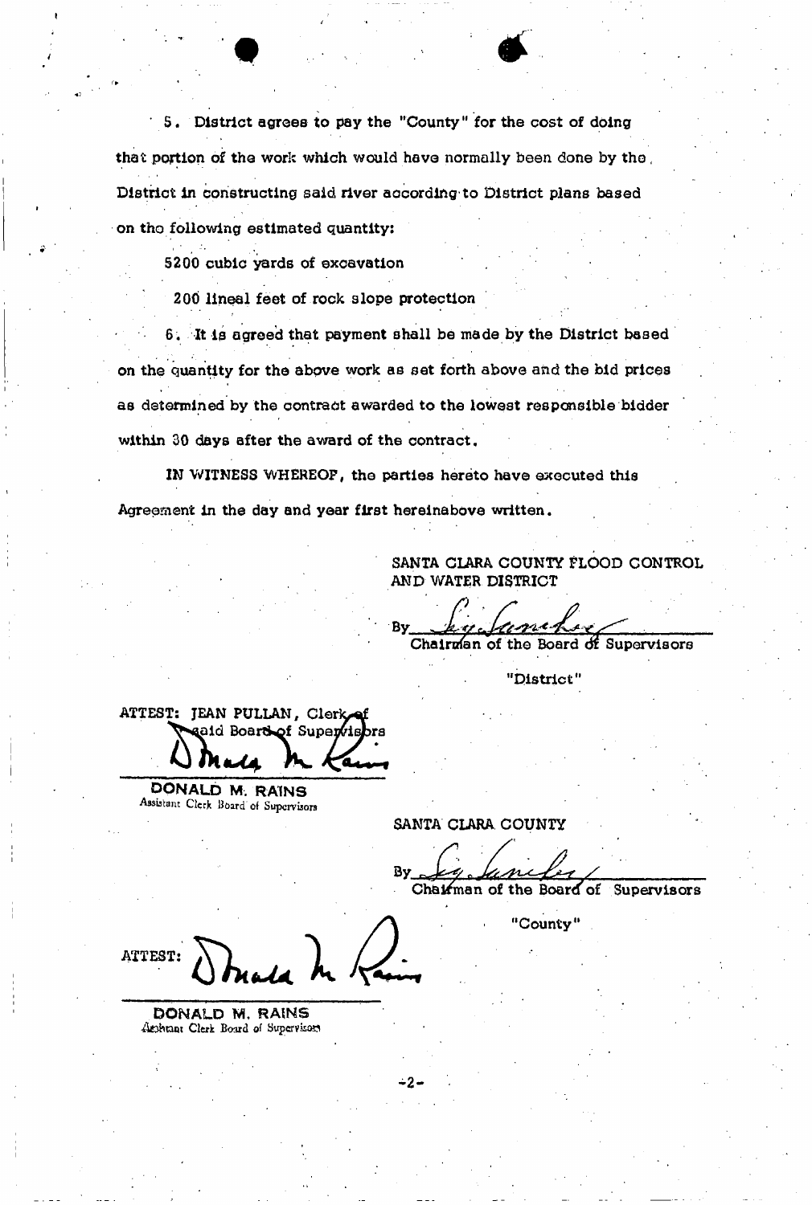5. District agrees to pay the "County" for the cost of doing that portion of the work which would have normally been done by the District in constructing said river according to District plans based on the following estimated quantity:

5200 cubic yards of excavation

200 lineal feet of rock slope protection

6. It is agreed that payment shall be made by the District based on the quantity for the above work as set forth above and the bid prices as determined by the contract awarded to the lowest responsible bidder within 30 days after the award of the contract.

IN WITNESS WHEREOF, the parties hereto have executed this Agreement in the day and year first hereinabove written.

SANTA CLARA COUNTY FLOOD CONTROL AND WATER DISTRICT

By ______________________
Chairman of the Board of Supervisors

"District"

ATTEST: JEAN PULLAN, Clerk of said Board of Supervisors

______________________
DONALD M. RAINS
Assistant Clerk Board of Supervisors

SANTA CLARA COUNTY

By ______________________
Chairman of the Board of Supervisors

"County"

ATTEST: ______________________

DONALD M. RAINS
Assistant Clerk Board of Supervisors